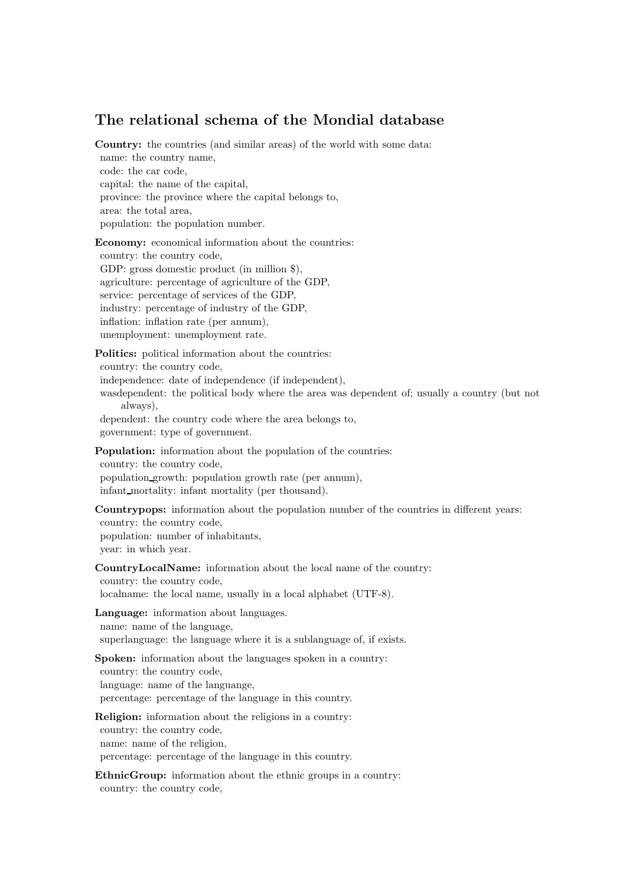## The relational schema of the Mondial database

**Country:** the countries (and similar areas) of the world with some data:
name: the country name,
code: the car code,
capital: the name of the capital,
province: the province where the capital belongs to,
area: the total area,
population: the population number.

**Economy:** economical information about the countries:
country: the country code,
GDP: gross domestic product (in million $),
agriculture: percentage of agriculture of the GDP,
service: percentage of services of the GDP,
industry: percentage of industry of the GDP,
inflation: inflation rate (per annum),
unemployment: unemployment rate.

**Politics:** political information about the countries:
country: the country code,
independence: date of independence (if independent),
wasdependent: the political body where the area was dependent of; usually a country (but not always),
dependent: the country code where the area belongs to,
government: type of government.

**Population:** information about the population of the countries:
country: the country code,
population_growth: population growth rate (per annum),
infant_mortality: infant mortality (per thousand).

**Countrypops:** information about the population number of the countries in different years:
country: the country code,
population: number of inhabitants,
year: in which year.

**CountryLocalName:** information about the local name of the country:
country: the country code,
localname: the local name, usually in a local alphabet (UTF-8).

**Language:** information about languages.
name: name of the language,
superlanguage: the language where it is a sublanguage of, if exists.

**Spoken:** information about the languages spoken in a country:
country: the country code,
language: name of the languange,
percentage: percentage of the language in this country.

**Religion:** information about the religions in a country:
country: the country code,
name: name of the religion,
percentage: percentage of the language in this country.

**EthnicGroup:** information about the ethnic groups in a country:
country: the country code,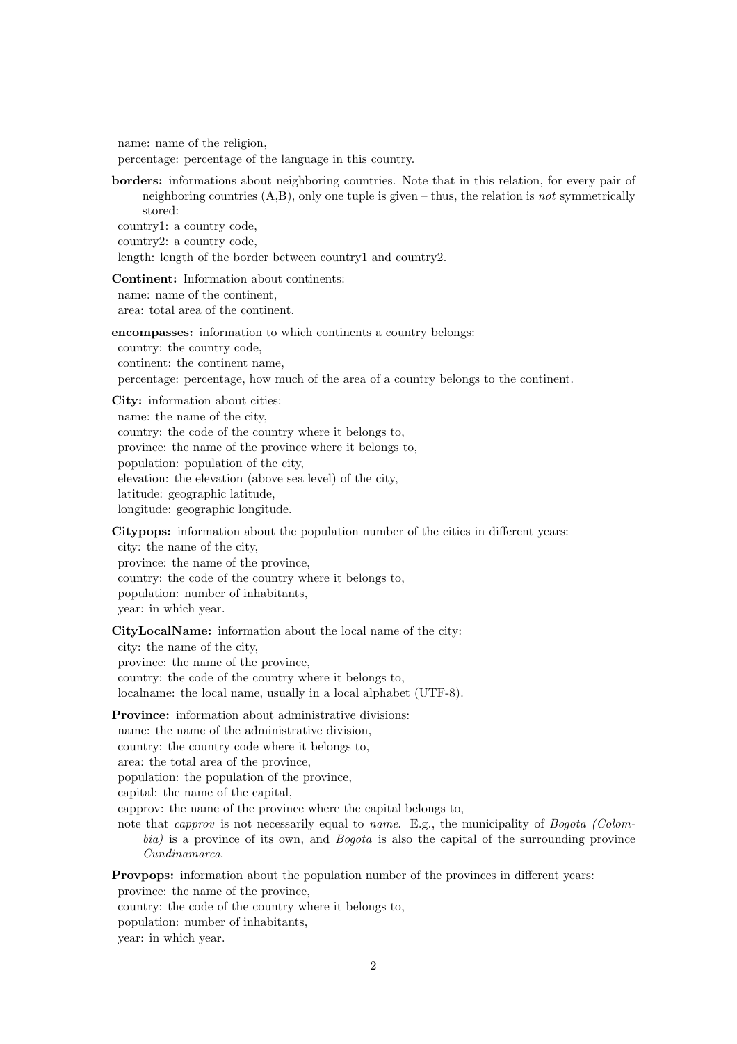name: name of the religion,
percentage: percentage of the language in this country.

**borders:** informations about neighboring countries. Note that in this relation, for every pair of neighboring countries (A,B), only one tuple is given – thus, the relation is *not* symmetrically stored:
country1: a country code,
country2: a country code,
length: length of the border between country1 and country2.

**Continent:** Information about continents:
name: name of the continent,
area: total area of the continent.

**encompasses:** information to which continents a country belongs:
country: the country code,
continent: the continent name,
percentage: percentage, how much of the area of a country belongs to the continent.

**City:** information about cities:
name: the name of the city,
country: the code of the country where it belongs to,
province: the name of the province where it belongs to,
population: population of the city,
elevation: the elevation (above sea level) of the city,
latitude: geographic latitude,
longitude: geographic longitude.

**Citypops:** information about the population number of the cities in different years:
city: the name of the city,
province: the name of the province,
country: the code of the country where it belongs to,
population: number of inhabitants,
year: in which year.

**CityLocalName:** information about the local name of the city:
city: the name of the city,
province: the name of the province,
country: the code of the country where it belongs to,
localname: the local name, usually in a local alphabet (UTF-8).

**Province:** information about administrative divisions:
name: the name of the administrative division,
country: the country code where it belongs to,
area: the total area of the province,
population: the population of the province,
capital: the name of the capital,
capprov: the name of the province where the capital belongs to,
note that *capprov* is not necessarily equal to *name*. E.g., the municipality of *Bogota (Colombia)* is a province of its own, and *Bogota* is also the capital of the surrounding province *Cundinamarca*.

**Provpops:** information about the population number of the provinces in different years:
province: the name of the province,
country: the code of the country where it belongs to,
population: number of inhabitants,
year: in which year.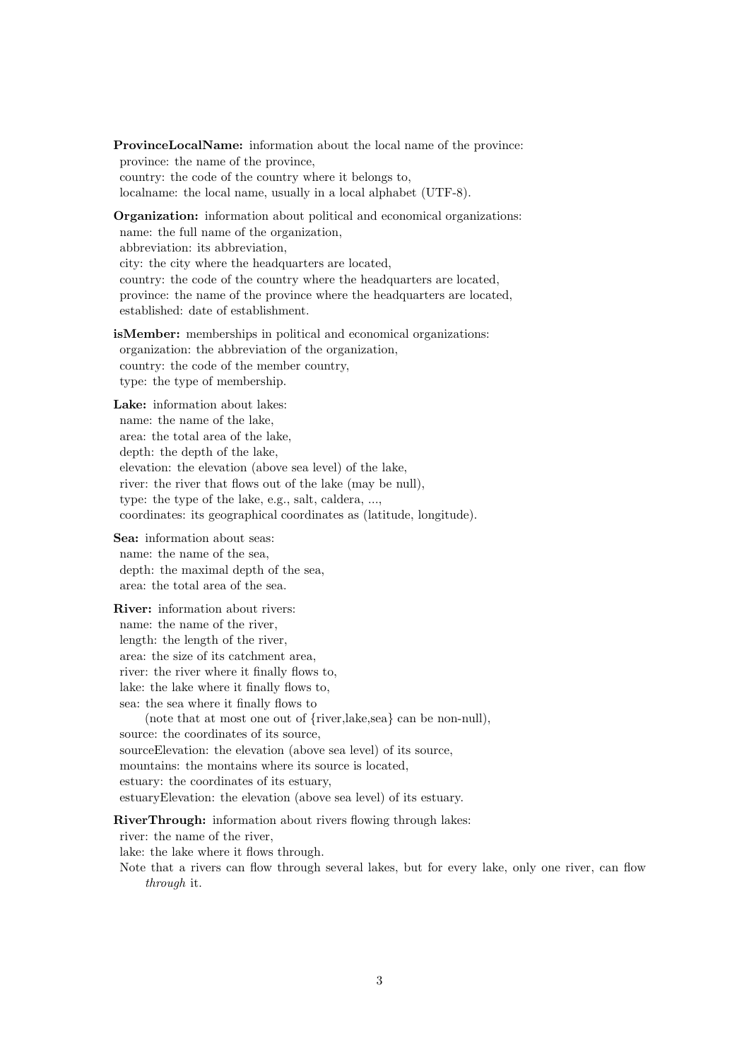**ProvinceLocalName:** information about the local name of the province:
province: the name of the province,
country: the code of the country where it belongs to,
localname: the local name, usually in a local alphabet (UTF-8).

**Organization:** information about political and economical organizations:
name: the full name of the organization,
abbreviation: its abbreviation,
city: the city where the headquarters are located,
country: the code of the country where the headquarters are located,
province: the name of the province where the headquarters are located,
established: date of establishment.

**isMember:** memberships in political and economical organizations:
organization: the abbreviation of the organization,
country: the code of the member country,
type: the type of membership.

**Lake:** information about lakes:
name: the name of the lake,
area: the total area of the lake,
depth: the depth of the lake,
elevation: the elevation (above sea level) of the lake,
river: the river that flows out of the lake (may be null),
type: the type of the lake, e.g., salt, caldera, ...,
coordinates: its geographical coordinates as (latitude, longitude).

**Sea:** information about seas:
name: the name of the sea,
depth: the maximal depth of the sea,
area: the total area of the sea.

**River:** information about rivers:
name: the name of the river,
length: the length of the river,
area: the size of its catchment area,
river: the river where it finally flows to,
lake: the lake where it finally flows to,
sea: the sea where it finally flows to
(note that at most one out of {river,lake,sea} can be non-null),
source: the coordinates of its source,
sourceElevation: the elevation (above sea level) of its source,
mountains: the montains where its source is located,
estuary: the coordinates of its estuary,
estuaryElevation: the elevation (above sea level) of its estuary.

**RiverThrough:** information about rivers flowing through lakes:
river: the name of the river,
lake: the lake where it flows through.
Note that a rivers can flow through several lakes, but for every lake, only one river, can flow *through* it.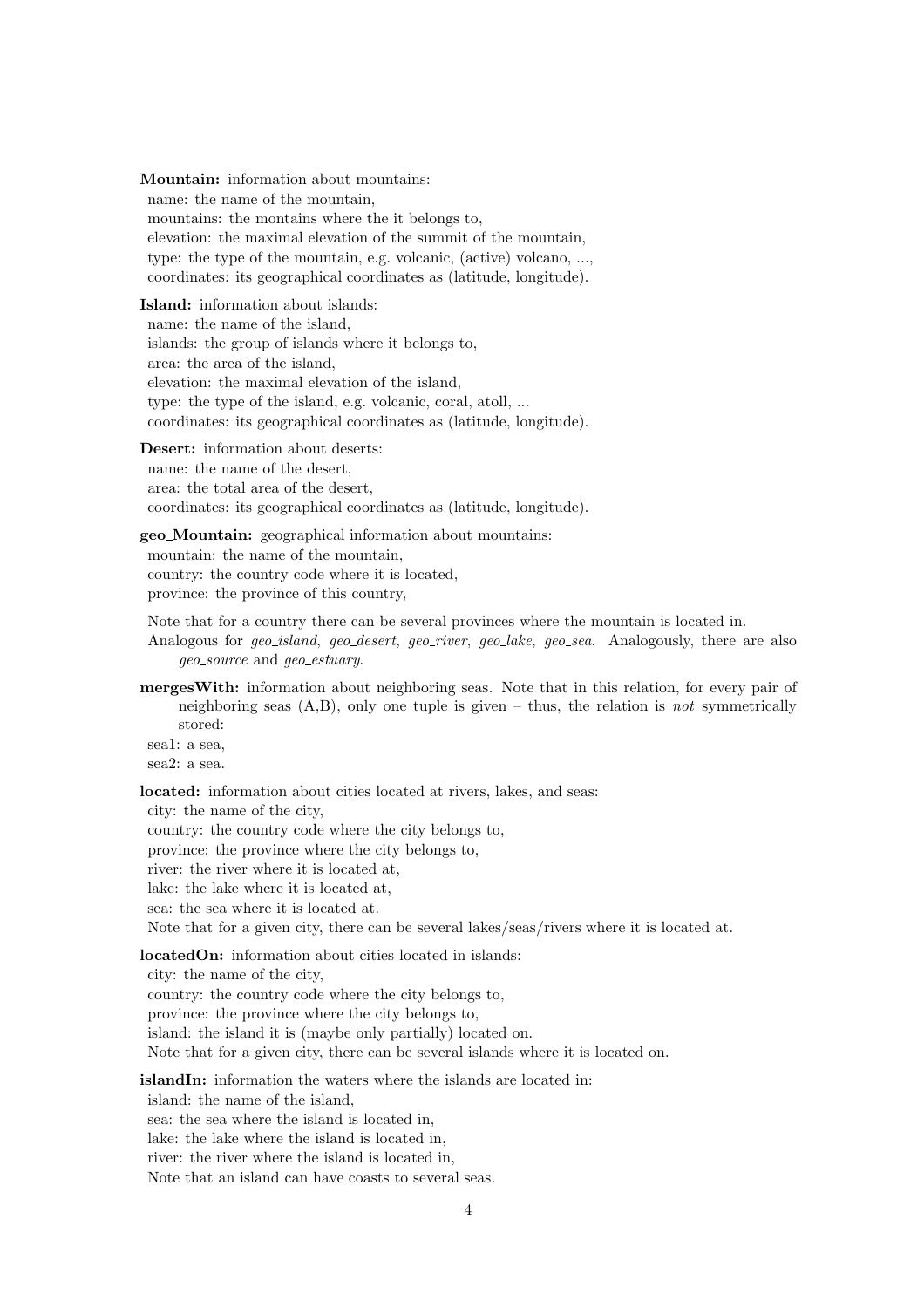**Mountain:** information about mountains:
name: the name of the mountain,
mountains: the montains where the it belongs to,
elevation: the maximal elevation of the summit of the mountain,
type: the type of the mountain, e.g. volcanic, (active) volcano, ...,
coordinates: its geographical coordinates as (latitude, longitude).

**Island:** information about islands:
name: the name of the island,
islands: the group of islands where it belongs to,
area: the area of the island,
elevation: the maximal elevation of the island,
type: the type of the island, e.g. volcanic, coral, atoll, ...
coordinates: its geographical coordinates as (latitude, longitude).

**Desert:** information about deserts:
name: the name of the desert,
area: the total area of the desert,
coordinates: its geographical coordinates as (latitude, longitude).

**geo_Mountain:** geographical information about mountains:
mountain: the name of the mountain,
country: the country code where it is located,
province: the province of this country,

Note that for a country there can be several provinces where the mountain is located in.
Analogous for *geo_island*, *geo_desert*, *geo_river*, *geo_lake*, *geo_sea*. Analogously, there are also *geo_source* and *geo_estuary*.

**mergesWith:** information about neighboring seas. Note that in this relation, for every pair of neighboring seas (A,B), only one tuple is given – thus, the relation is *not* symmetrically stored:
sea1: a sea,
sea2: a sea.

**located:** information about cities located at rivers, lakes, and seas:
city: the name of the city,
country: the country code where the city belongs to,
province: the province where the city belongs to,
river: the river where it is located at,
lake: the lake where it is located at,
sea: the sea where it is located at.
Note that for a given city, there can be several lakes/seas/rivers where it is located at.

**locatedOn:** information about cities located in islands:
city: the name of the city,
country: the country code where the city belongs to,
province: the province where the city belongs to,
island: the island it is (maybe only partially) located on.
Note that for a given city, there can be several islands where it is located on.

**islandIn:** information the waters where the islands are located in:
island: the name of the island,
sea: the sea where the island is located in,
lake: the lake where the island is located in,
river: the river where the island is located in,
Note that an island can have coasts to several seas.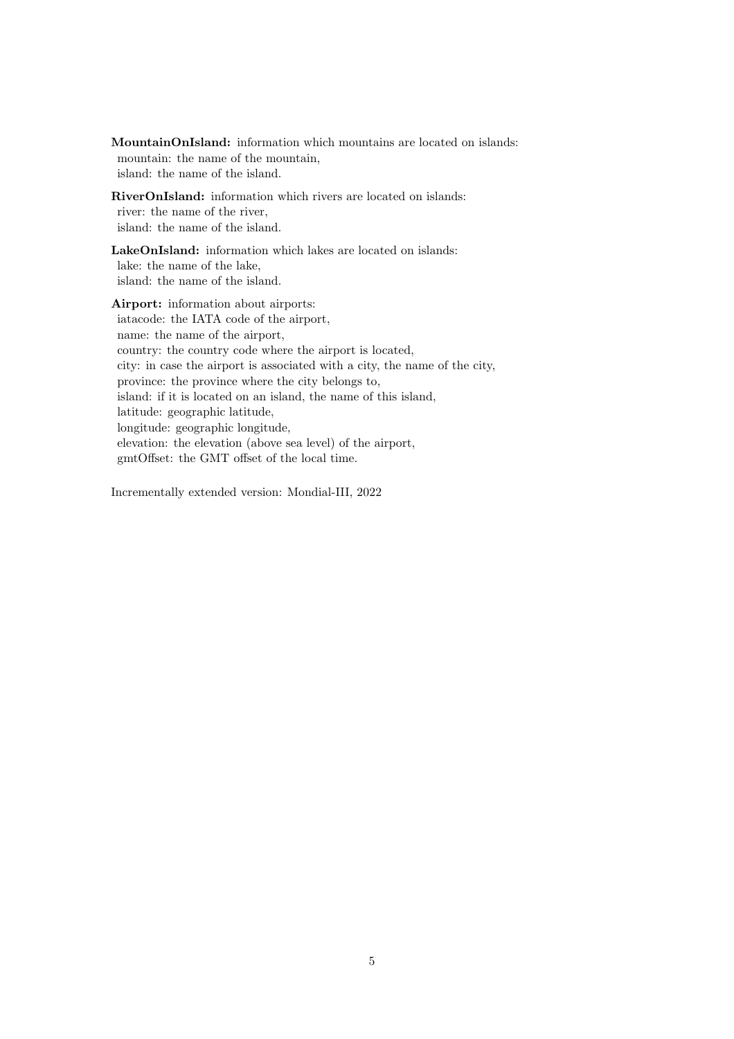**MountainOnIsland:** information which mountains are located on islands:
mountain: the name of the mountain,
island: the name of the island.

**RiverOnIsland:** information which rivers are located on islands:
river: the name of the river,
island: the name of the island.

**LakeOnIsland:** information which lakes are located on islands:
lake: the name of the lake,
island: the name of the island.

**Airport:** information about airports:
iatacode: the IATA code of the airport,
name: the name of the airport,
country: the country code where the airport is located,
city: in case the airport is associated with a city, the name of the city,
province: the province where the city belongs to,
island: if it is located on an island, the name of this island,
latitude: geographic latitude,
longitude: geographic longitude,
elevation: the elevation (above sea level) of the airport,
gmtOffset: the GMT offset of the local time.

Incrementally extended version: Mondial-III, 2022